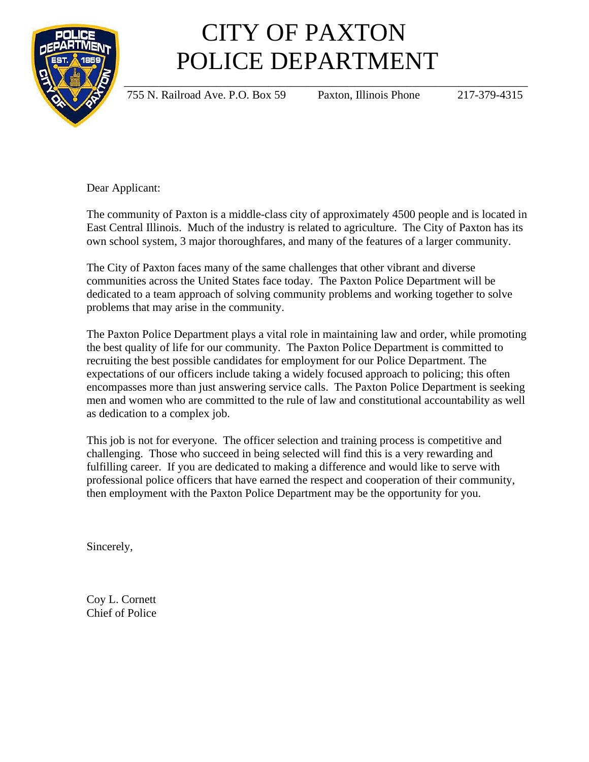# CITY OF PAXTON
# POLICE DEPARTMENT

755 N. Railroad Ave. P.O. Box 59 Paxton, Illinois Phone 217-379-4315

Dear Applicant:

The community of Paxton is a middle-class city of approximately 4500 people and is located in East Central Illinois. Much of the industry is related to agriculture. The City of Paxton has its own school system, 3 major thoroughfares, and many of the features of a larger community.

The City of Paxton faces many of the same challenges that other vibrant and diverse communities across the United States face today. The Paxton Police Department will be dedicated to a team approach of solving community problems and working together to solve problems that may arise in the community.

The Paxton Police Department plays a vital role in maintaining law and order, while promoting the best quality of life for our community. The Paxton Police Department is committed to recruiting the best possible candidates for employment for our Police Department. The expectations of our officers include taking a widely focused approach to policing; this often encompasses more than just answering service calls. The Paxton Police Department is seeking men and women who are committed to the rule of law and constitutional accountability as well as dedication to a complex job.

This job is not for everyone. The officer selection and training process is competitive and challenging. Those who succeed in being selected will find this is a very rewarding and fulfilling career. If you are dedicated to making a difference and would like to serve with professional police officers that have earned the respect and cooperation of their community, then employment with the Paxton Police Department may be the opportunity for you.

Sincerely,

Coy L. Cornett
Chief of Police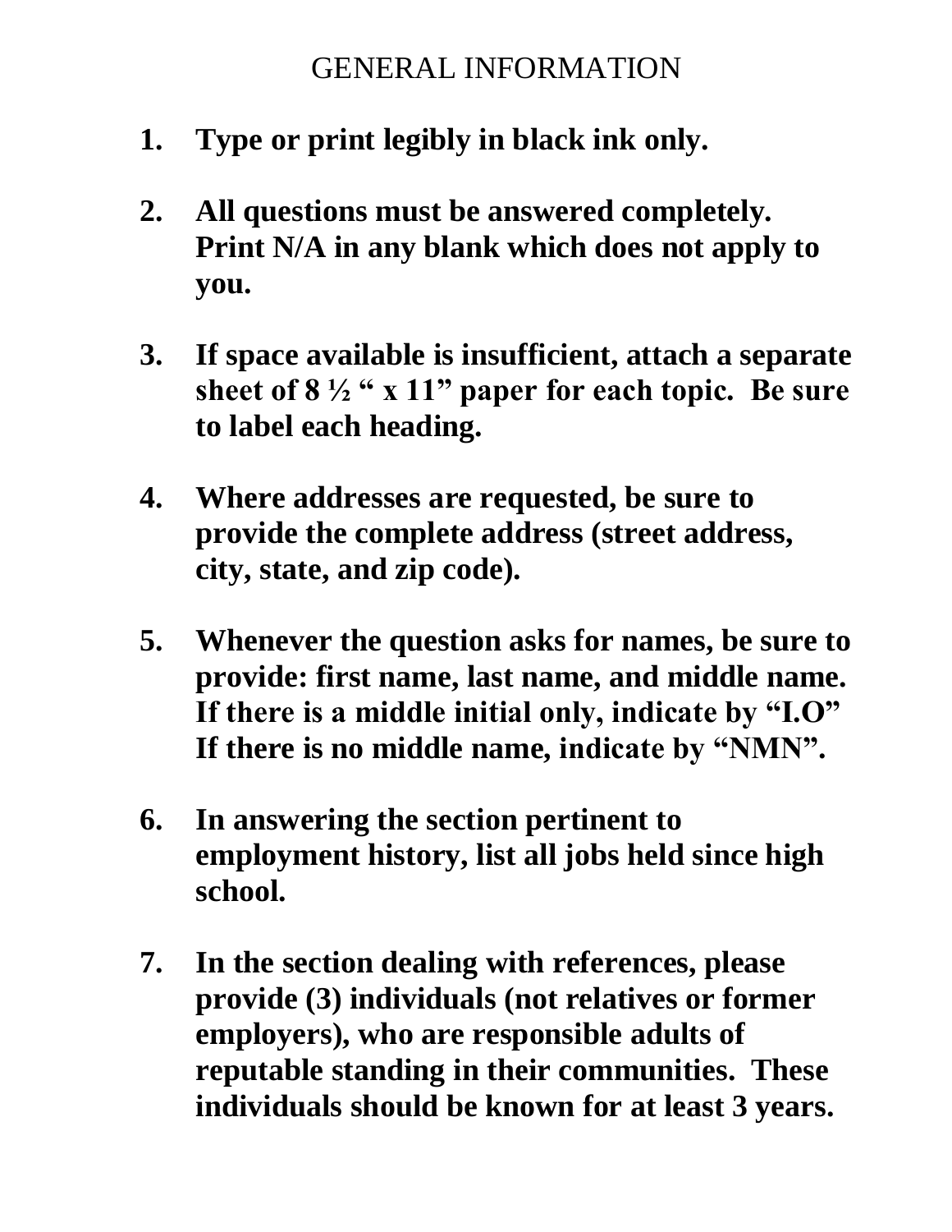# GENERAL INFORMATION

1. **Type or print legibly in black ink only.**

2. **All questions must be answered completely. Print N/A in any blank which does not apply to you.**

3. **If space available is insufficient, attach a separate sheet of 8 ½ " x 11" paper for each topic. Be sure to label each heading.**

4. **Where addresses are requested, be sure to provide the complete address (street address, city, state, and zip code).**

5. **Whenever the question asks for names, be sure to provide: first name, last name, and middle name. If there is a middle initial only, indicate by "I.O" If there is no middle name, indicate by "NMN".**

6. **In answering the section pertinent to employment history, list all jobs held since high school.**

7. **In the section dealing with references, please provide (3) individuals (not relatives or former employers), who are responsible adults of reputable standing in their communities. These individuals should be known for at least 3 years.**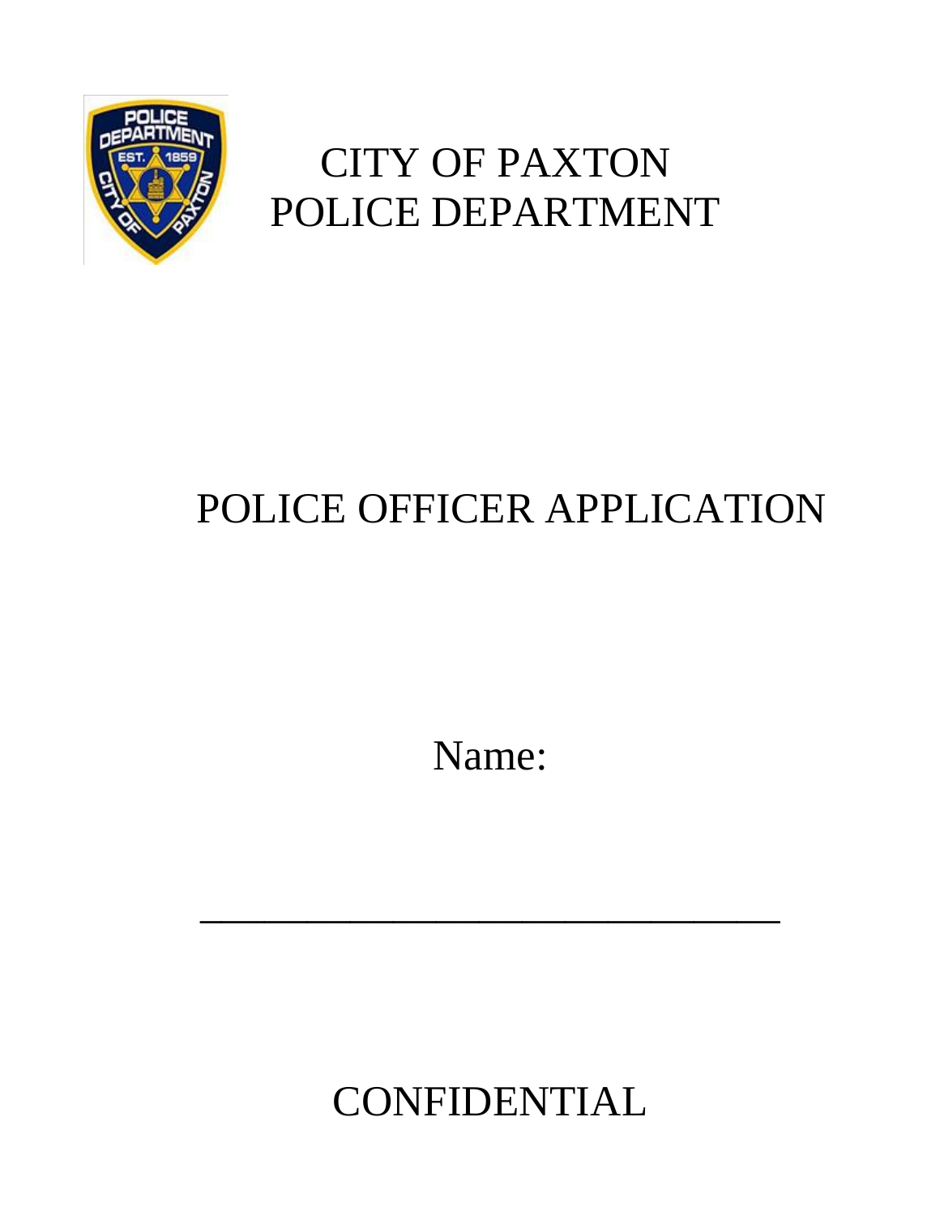# CITY OF PAXTON
# POLICE DEPARTMENT

# POLICE OFFICER APPLICATION

Name:

______________________________

CONFIDENTIAL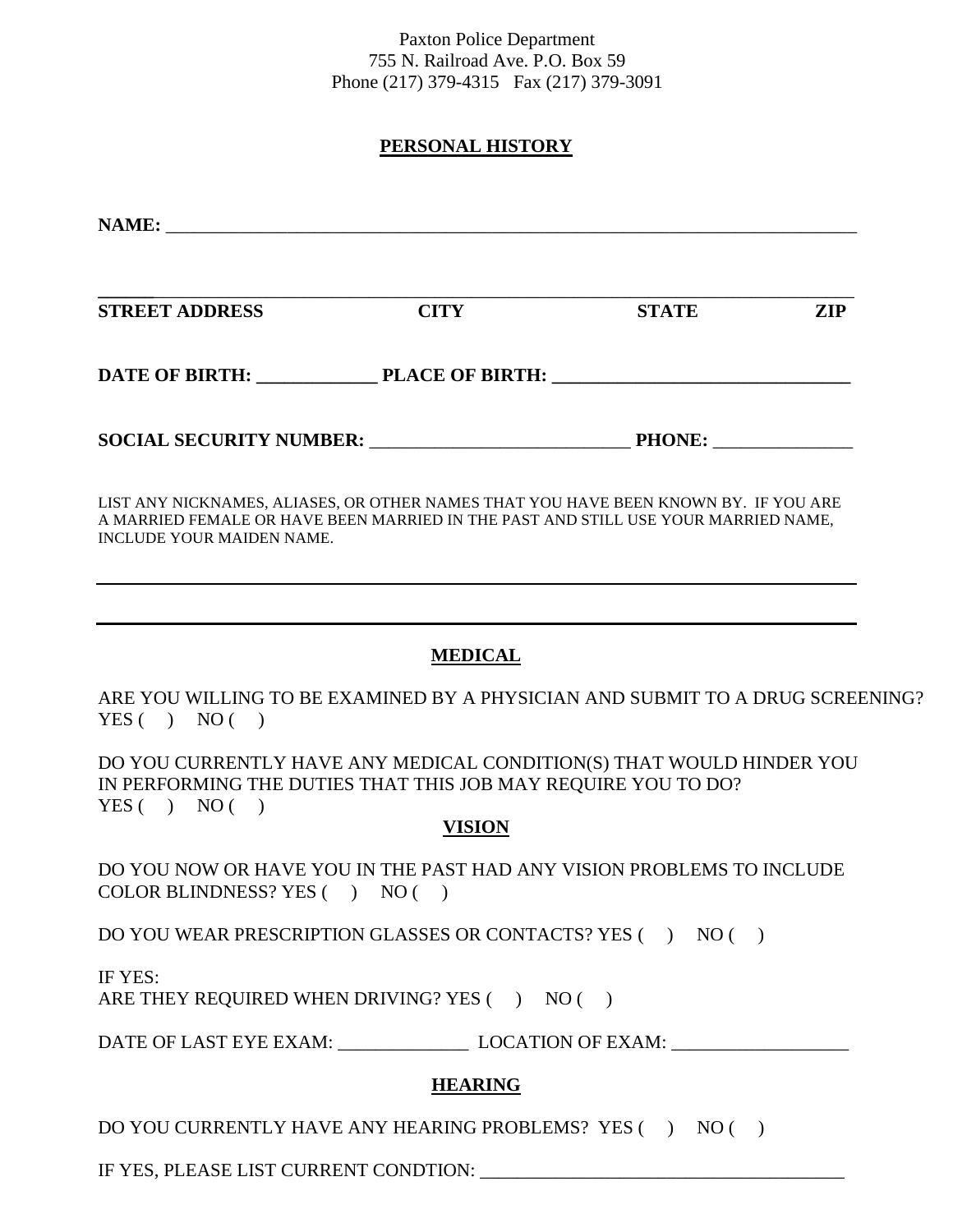Paxton Police Department
755 N. Railroad Ave. P.O. Box 59
Phone (217) 379-4315   Fax (217) 379-3091

## PERSONAL HISTORY

**NAME:** ______________________________________________________________________________

______________________________________________________________________________________

**STREET ADDRESS**          **CITY**          **STATE**          **ZIP**

**DATE OF BIRTH:** _____________ **PLACE OF BIRTH:** ________________________________

**SOCIAL SECURITY NUMBER:** ____________________________ **PHONE:** _______________

LIST ANY NICKNAMES, ALIASES, OR OTHER NAMES THAT YOU HAVE BEEN KNOWN BY. IF YOU ARE A MARRIED FEMALE OR HAVE BEEN MARRIED IN THE PAST AND STILL USE YOUR MARRIED NAME, INCLUDE YOUR MAIDEN NAME.

______________________________________________________________________________________

______________________________________________________________________________________

## MEDICAL

ARE YOU WILLING TO BE EXAMINED BY A PHYSICIAN AND SUBMIT TO A DRUG SCREENING?
YES (   )   NO (   )

DO YOU CURRENTLY HAVE ANY MEDICAL CONDITION(S) THAT WOULD HINDER YOU IN PERFORMING THE DUTIES THAT THIS JOB MAY REQUIRE YOU TO DO?
YES (   )   NO (   )

## VISION

DO YOU NOW OR HAVE YOU IN THE PAST HAD ANY VISION PROBLEMS TO INCLUDE COLOR BLINDNESS? YES (   )   NO (   )

DO YOU WEAR PRESCRIPTION GLASSES OR CONTACTS? YES (   )   NO (   )

IF YES:
ARE THEY REQUIRED WHEN DRIVING? YES (   )   NO (   )

DATE OF LAST EYE EXAM: ______________ LOCATION OF EXAM: ___________________

## HEARING

DO YOU CURRENTLY HAVE ANY HEARING PROBLEMS? YES (   )   NO (   )

IF YES, PLEASE LIST CURRENT CONDTION: ________________________________________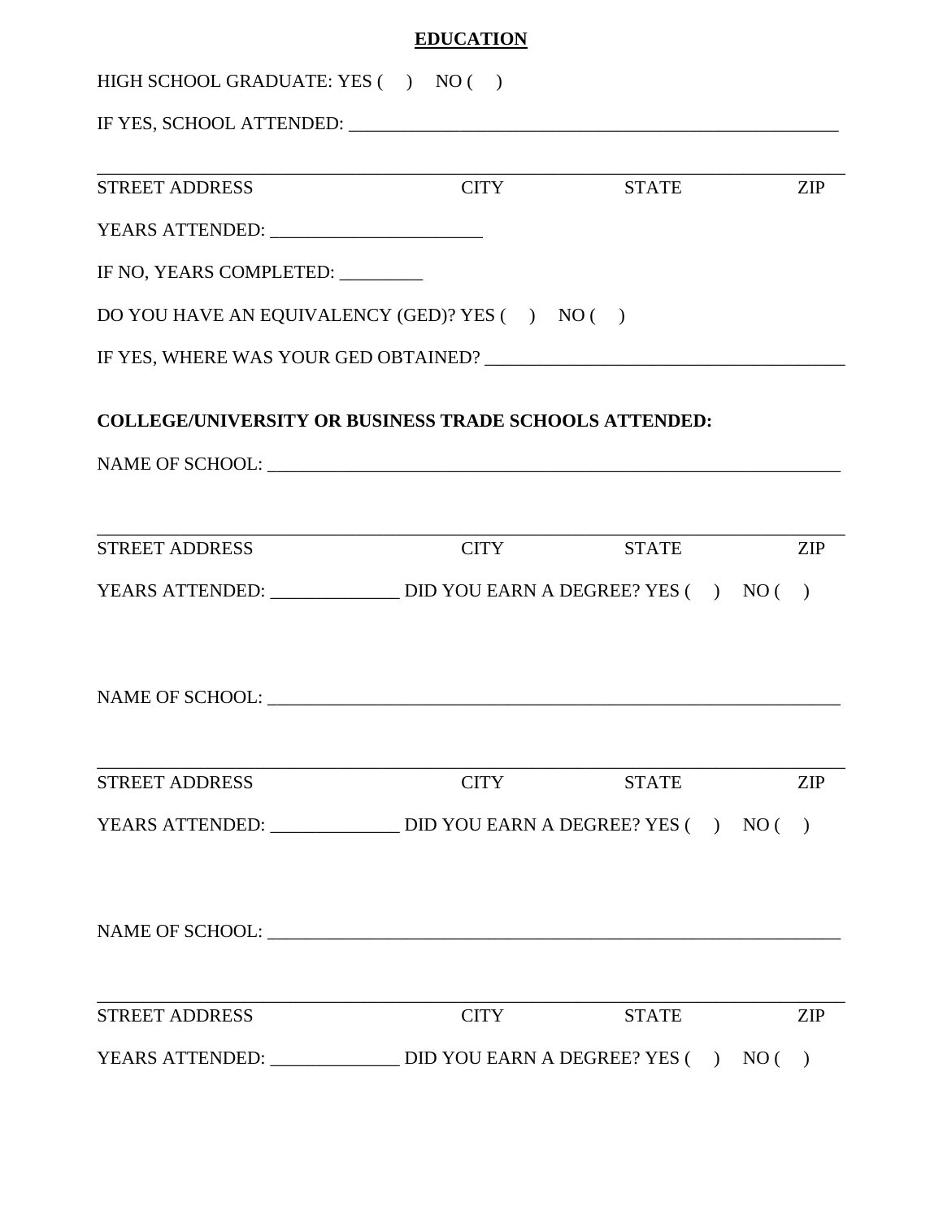# EDUCATION

HIGH SCHOOL GRADUATE: YES (   )   NO (   )

IF YES, SCHOOL ATTENDED: ______________________________________________________

_____________________________________________________________________________

STREET ADDRESS                    CITY                    STATE                    ZIP

YEARS ATTENDED: _______________________

IF NO, YEARS COMPLETED: _________

DO YOU HAVE AN EQUIVALENCY (GED)? YES (   )   NO (   )

IF YES, WHERE WAS YOUR GED OBTAINED? _______________________________________

**COLLEGE/UNIVERSITY OR BUSINESS TRADE SCHOOLS ATTENDED:**

NAME OF SCHOOL: _______________________________________________________________

_____________________________________________________________________________

STREET ADDRESS                    CITY                    STATE                    ZIP

YEARS ATTENDED: ______________ DID YOU EARN A DEGREE? YES (   )   NO (   )

NAME OF SCHOOL: _______________________________________________________________

_____________________________________________________________________________

STREET ADDRESS                    CITY                    STATE                    ZIP

YEARS ATTENDED: ______________ DID YOU EARN A DEGREE? YES (   )   NO (   )

NAME OF SCHOOL: _______________________________________________________________

_____________________________________________________________________________

STREET ADDRESS                    CITY                    STATE                    ZIP

YEARS ATTENDED: ______________ DID YOU EARN A DEGREE? YES (   )   NO (   )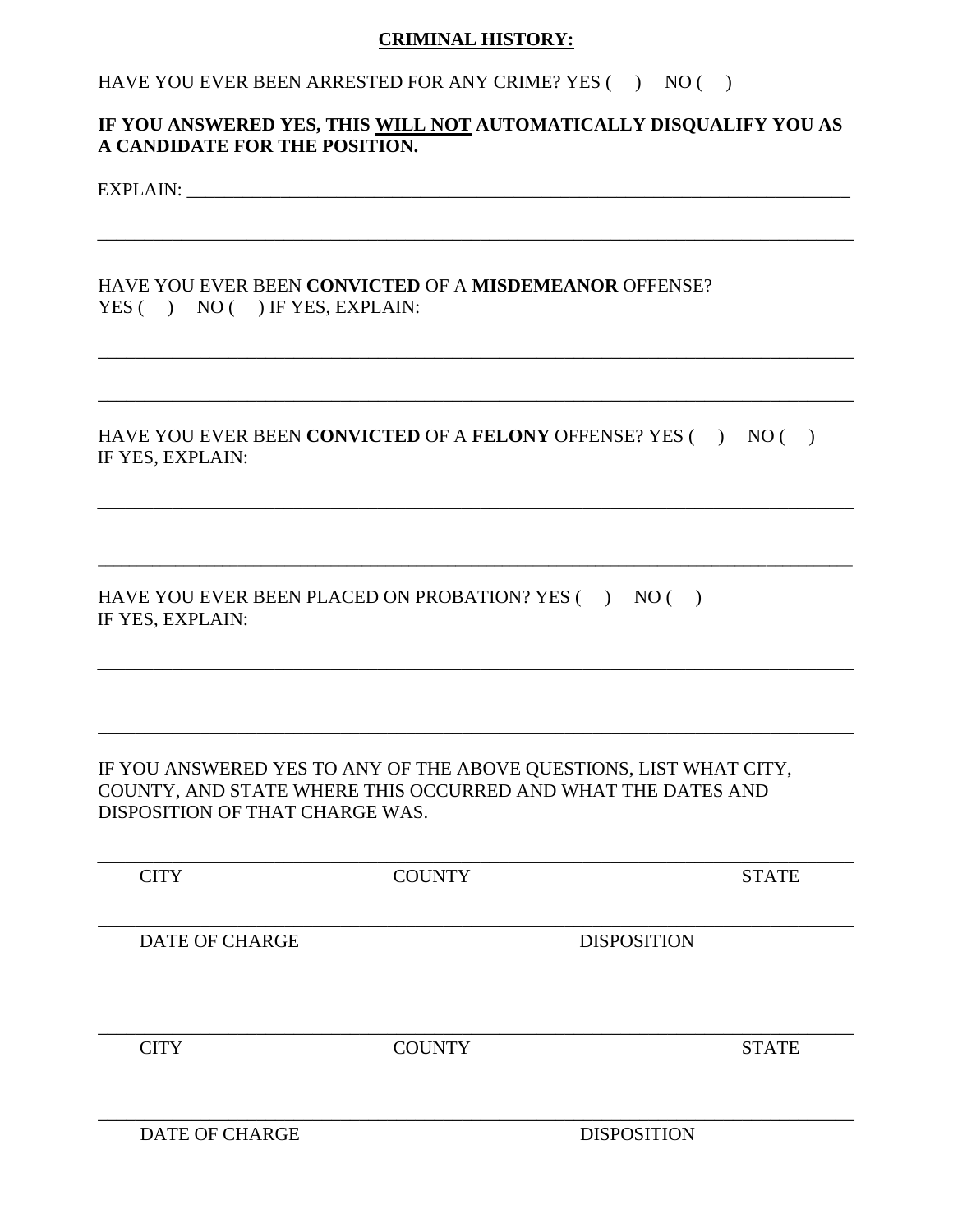## CRIMINAL HISTORY:

HAVE YOU EVER BEEN ARRESTED FOR ANY CRIME? YES (   )   NO (   )

**IF YOU ANSWERED YES, THIS WILL NOT AUTOMATICALLY DISQUALIFY YOU AS A CANDIDATE FOR THE POSITION.**

EXPLAIN: ___________________________________________________________________________

_______________________________________________________________________________

HAVE YOU EVER BEEN **CONVICTED** OF A **MISDEMEANOR** OFFENSE?
YES (   )   NO (   ) IF YES, EXPLAIN:

_______________________________________________________________________________

_______________________________________________________________________________

HAVE YOU EVER BEEN **CONVICTED** OF A **FELONY** OFFENSE? YES (   )   NO (   )
IF YES, EXPLAIN:

_______________________________________________________________________________

_______________________________________________________________________________

HAVE YOU EVER BEEN PLACED ON PROBATION? YES (   )   NO (   )
IF YES, EXPLAIN:

_______________________________________________________________________________

_______________________________________________________________________________

IF YOU ANSWERED YES TO ANY OF THE ABOVE QUESTIONS, LIST WHAT CITY, COUNTY, AND STATE WHERE THIS OCCURRED AND WHAT THE DATES AND DISPOSITION OF THAT CHARGE WAS.

_______________________________________________________________________________
CITY                    COUNTY                    STATE

_______________________________________________________________________________
DATE OF CHARGE                    DISPOSITION

_______________________________________________________________________________
CITY                    COUNTY                    STATE

_______________________________________________________________________________
DATE OF CHARGE                    DISPOSITION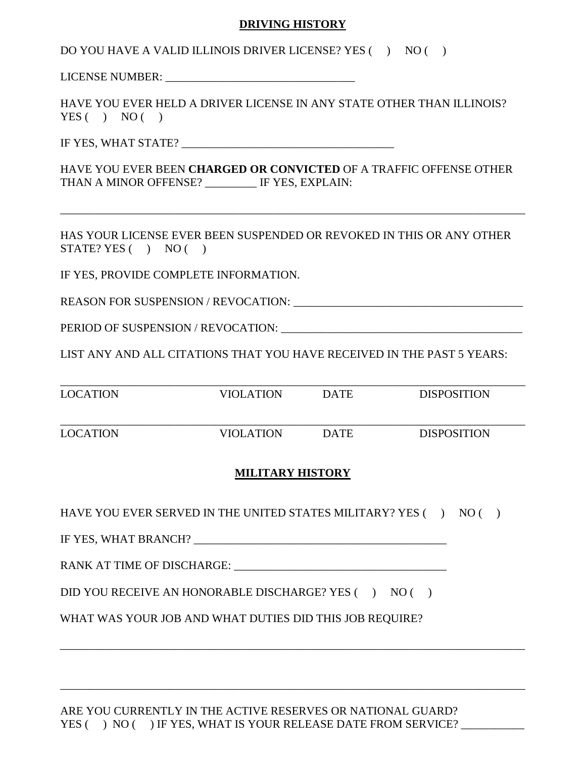## DRIVING HISTORY

DO YOU HAVE A VALID ILLINOIS DRIVER LICENSE? YES (  ) NO (  )

LICENSE NUMBER: _________________________________

HAVE YOU EVER HELD A DRIVER LICENSE IN ANY STATE OTHER THAN ILLINOIS? YES (  ) NO (  )

IF YES, WHAT STATE? _____________________________________

HAVE YOU EVER BEEN **CHARGED OR CONVICTED** OF A TRAFFIC OFFENSE OTHER THAN A MINOR OFFENSE? _________ IF YES, EXPLAIN:

_______________________________________________________________________________

HAS YOUR LICENSE EVER BEEN SUSPENDED OR REVOKED IN THIS OR ANY OTHER STATE? YES (  ) NO (  )

IF YES, PROVIDE COMPLETE INFORMATION.

REASON FOR SUSPENSION / REVOCATION: ________________________________________

PERIOD OF SUSPENSION / REVOCATION: __________________________________________

LIST ANY AND ALL CITATIONS THAT YOU HAVE RECEIVED IN THE PAST 5 YEARS:

_______________________________________________________________________________

LOCATION   VIOLATION   DATE   DISPOSITION

_______________________________________________________________________________

LOCATION   VIOLATION   DATE   DISPOSITION

## MILITARY HISTORY

HAVE YOU EVER SERVED IN THE UNITED STATES MILITARY? YES (  ) NO (  )

IF YES, WHAT BRANCH? ____________________________________________

RANK AT TIME OF DISCHARGE: _____________________________________

DID YOU RECEIVE AN HONORABLE DISCHARGE? YES (  ) NO (  )

WHAT WAS YOUR JOB AND WHAT DUTIES DID THIS JOB REQUIRE?

_______________________________________________________________________________

_______________________________________________________________________________

ARE YOU CURRENTLY IN THE ACTIVE RESERVES OR NATIONAL GUARD? YES (  ) NO (  ) IF YES, WHAT IS YOUR RELEASE DATE FROM SERVICE? ___________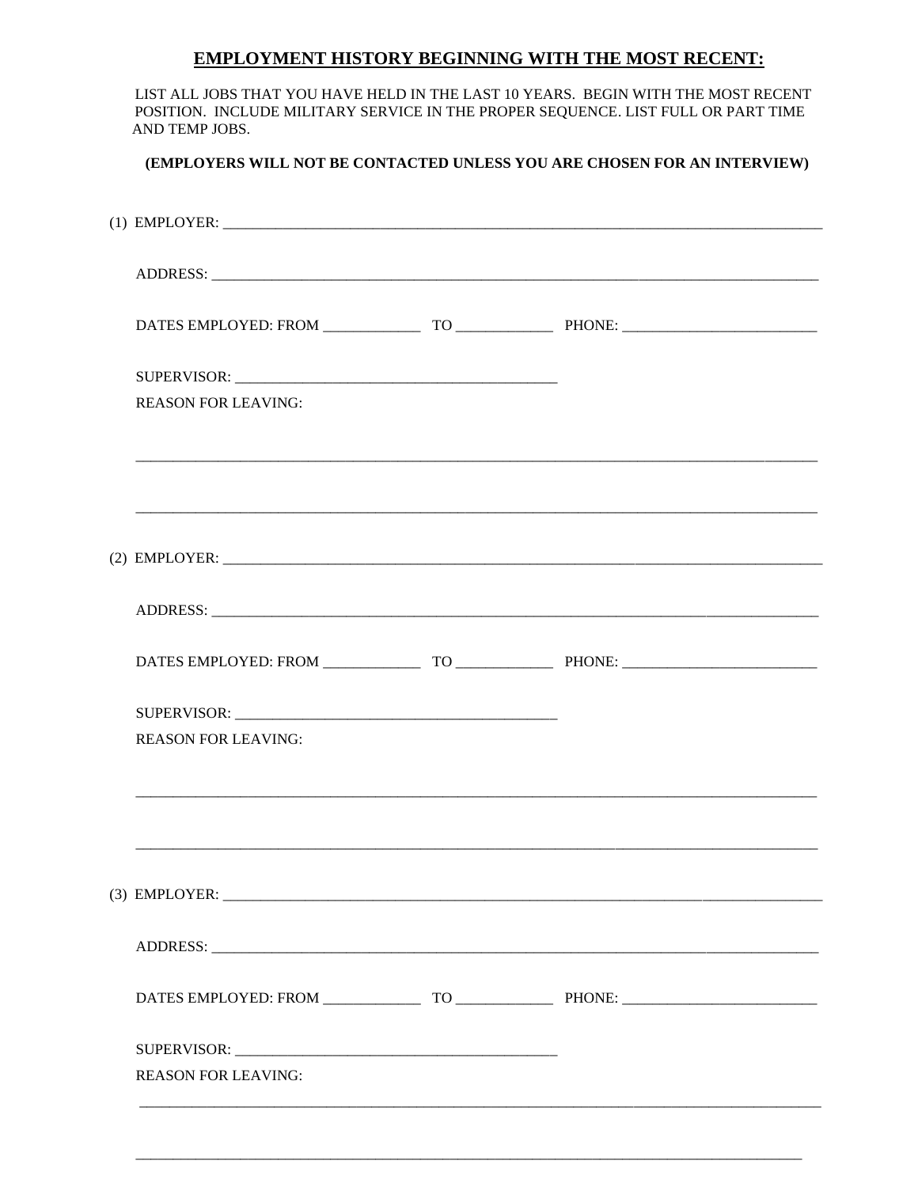## EMPLOYMENT HISTORY BEGINNING WITH THE MOST RECENT:

LIST ALL JOBS THAT YOU HAVE HELD IN THE LAST 10 YEARS. BEGIN WITH THE MOST RECENT POSITION. INCLUDE MILITARY SERVICE IN THE PROPER SEQUENCE. LIST FULL OR PART TIME AND TEMP JOBS.

**(EMPLOYERS WILL NOT BE CONTACTED UNLESS YOU ARE CHOSEN FOR AN INTERVIEW)**

(1) EMPLOYER: ______________________________________________

ADDRESS: ______________________________________________

DATES EMPLOYED: FROM ____________ TO ____________ PHONE: ______________________

SUPERVISOR: ______________________________________

REASON FOR LEAVING:

______________________________________________

______________________________________________

(2) EMPLOYER: ______________________________________________

ADDRESS: ______________________________________________

DATES EMPLOYED: FROM ____________ TO ____________ PHONE: ______________________

SUPERVISOR: ______________________________________

REASON FOR LEAVING:

______________________________________________

______________________________________________

(3) EMPLOYER: ______________________________________________

ADDRESS: ______________________________________________

DATES EMPLOYED: FROM ____________ TO ____________ PHONE: ______________________

SUPERVISOR: ______________________________________

REASON FOR LEAVING:

______________________________________________

______________________________________________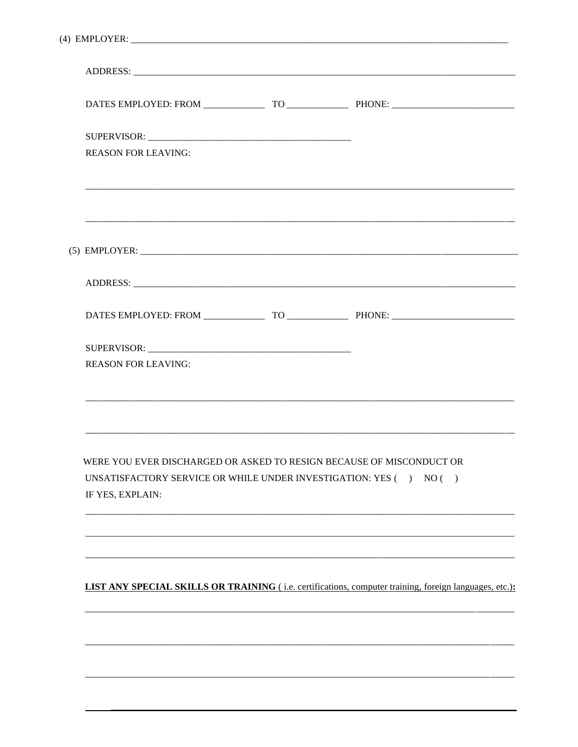(4) EMPLOYER: ___________________________________________________________________________________

ADDRESS: ___________________________________________________________________________________

DATES EMPLOYED: FROM _____________ TO _____________ PHONE: __________________________

SUPERVISOR: ____________________________________________

REASON FOR LEAVING:

_____________________________________________________________________________________________

_____________________________________________________________________________________________

(5) EMPLOYER: ___________________________________________________________________________________

ADDRESS: ___________________________________________________________________________________

DATES EMPLOYED: FROM _____________ TO _____________ PHONE: __________________________

SUPERVISOR: ____________________________________________

REASON FOR LEAVING:

_____________________________________________________________________________________________

_____________________________________________________________________________________________

WERE YOU EVER DISCHARGED OR ASKED TO RESIGN BECAUSE OF MISCONDUCT OR UNSATISFACTORY SERVICE OR WHILE UNDER INVESTIGATION: YES ( ) NO ( )

IF YES, EXPLAIN:

_____________________________________________________________________________________________

_____________________________________________________________________________________________

_____________________________________________________________________________________________

**LIST ANY SPECIAL SKILLS OR TRAINING** ( i.e. certifications, computer training, foreign languages, etc.)**:**

_____________________________________________________________________________________________

_____________________________________________________________________________________________

_____________________________________________________________________________________________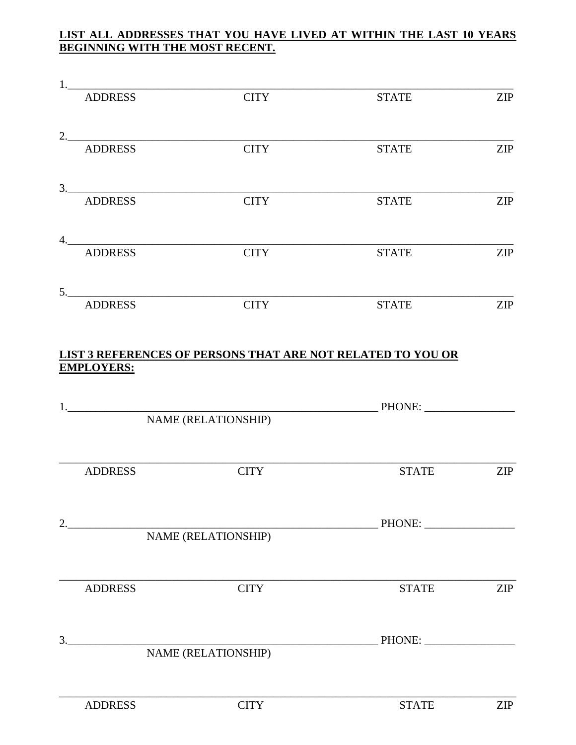**LIST ALL ADDRESSES THAT YOU HAVE LIVED AT WITHIN THE LAST 10 YEARS BEGINNING WITH THE MOST RECENT.**

1.\_\_\_\_\_\_\_\_\_\_\_\_\_\_\_\_\_\_\_\_\_\_\_\_\_\_\_\_\_\_\_\_\_\_\_\_\_\_\_\_\_\_\_\_\_\_\_\_\_\_\_\_\_\_\_\_\_\_\_\_\_\_\_\_\_\_\_\_\_\_\_\_
ADDRESS CITY STATE ZIP

2.\_\_\_\_\_\_\_\_\_\_\_\_\_\_\_\_\_\_\_\_\_\_\_\_\_\_\_\_\_\_\_\_\_\_\_\_\_\_\_\_\_\_\_\_\_\_\_\_\_\_\_\_\_\_\_\_\_\_\_\_\_\_\_\_\_\_\_\_\_\_\_\_
ADDRESS CITY STATE ZIP

3.\_\_\_\_\_\_\_\_\_\_\_\_\_\_\_\_\_\_\_\_\_\_\_\_\_\_\_\_\_\_\_\_\_\_\_\_\_\_\_\_\_\_\_\_\_\_\_\_\_\_\_\_\_\_\_\_\_\_\_\_\_\_\_\_\_\_\_\_\_\_\_\_
ADDRESS CITY STATE ZIP

4.\_\_\_\_\_\_\_\_\_\_\_\_\_\_\_\_\_\_\_\_\_\_\_\_\_\_\_\_\_\_\_\_\_\_\_\_\_\_\_\_\_\_\_\_\_\_\_\_\_\_\_\_\_\_\_\_\_\_\_\_\_\_\_\_\_\_\_\_\_\_\_\_
ADDRESS CITY STATE ZIP

5.\_\_\_\_\_\_\_\_\_\_\_\_\_\_\_\_\_\_\_\_\_\_\_\_\_\_\_\_\_\_\_\_\_\_\_\_\_\_\_\_\_\_\_\_\_\_\_\_\_\_\_\_\_\_\_\_\_\_\_\_\_\_\_\_\_\_\_\_\_\_\_\_
ADDRESS CITY STATE ZIP

**LIST 3 REFERENCES OF PERSONS THAT ARE NOT RELATED TO YOU OR EMPLOYERS:**

1.\_\_\_\_\_\_\_\_\_\_\_\_\_\_\_\_\_\_\_\_\_\_\_\_\_\_\_\_\_\_\_\_\_\_\_\_\_\_\_\_\_\_\_\_\_\_\_\_\_ PHONE: \_\_\_\_\_\_\_\_\_\_\_\_\_\_\_\_
NAME (RELATIONSHIP)

\_\_\_\_\_\_\_\_\_\_\_\_\_\_\_\_\_\_\_\_\_\_\_\_\_\_\_\_\_\_\_\_\_\_\_\_\_\_\_\_\_\_\_\_\_\_\_\_\_\_\_\_\_\_\_\_\_\_\_\_\_\_\_\_\_\_\_\_\_\_\_\_\_\_
ADDRESS CITY STATE ZIP

2.\_\_\_\_\_\_\_\_\_\_\_\_\_\_\_\_\_\_\_\_\_\_\_\_\_\_\_\_\_\_\_\_\_\_\_\_\_\_\_\_\_\_\_\_\_\_\_\_\_ PHONE: \_\_\_\_\_\_\_\_\_\_\_\_\_\_\_\_
NAME (RELATIONSHIP)

\_\_\_\_\_\_\_\_\_\_\_\_\_\_\_\_\_\_\_\_\_\_\_\_\_\_\_\_\_\_\_\_\_\_\_\_\_\_\_\_\_\_\_\_\_\_\_\_\_\_\_\_\_\_\_\_\_\_\_\_\_\_\_\_\_\_\_\_\_\_\_\_\_\_
ADDRESS CITY STATE ZIP

3.\_\_\_\_\_\_\_\_\_\_\_\_\_\_\_\_\_\_\_\_\_\_\_\_\_\_\_\_\_\_\_\_\_\_\_\_\_\_\_\_\_\_\_\_\_\_\_\_\_ PHONE: \_\_\_\_\_\_\_\_\_\_\_\_\_\_\_\_
NAME (RELATIONSHIP)

\_\_\_\_\_\_\_\_\_\_\_\_\_\_\_\_\_\_\_\_\_\_\_\_\_\_\_\_\_\_\_\_\_\_\_\_\_\_\_\_\_\_\_\_\_\_\_\_\_\_\_\_\_\_\_\_\_\_\_\_\_\_\_\_\_\_\_\_\_\_\_\_\_\_
ADDRESS CITY STATE ZIP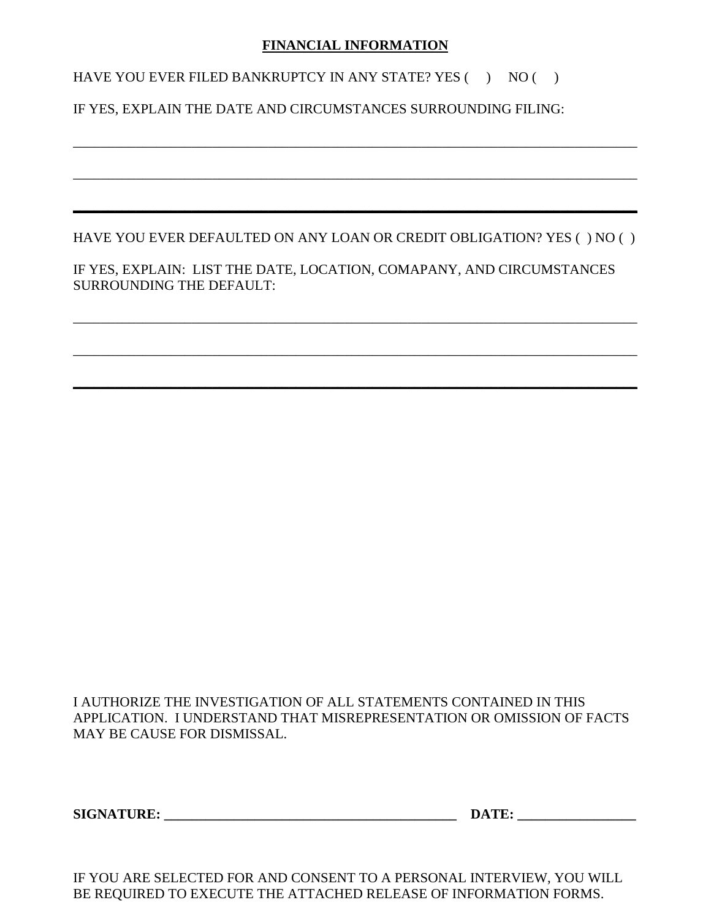## FINANCIAL INFORMATION

HAVE YOU EVER FILED BANKRUPTCY IN ANY STATE? YES (   )   NO (   )

IF YES, EXPLAIN THE DATE AND CIRCUMSTANCES SURROUNDING FILING:

_______________________________________________________________________________

_______________________________________________________________________________

_______________________________________________________________________________

HAVE YOU EVER DEFAULTED ON ANY LOAN OR CREDIT OBLIGATION? YES (  ) NO (  )

IF YES, EXPLAIN:  LIST THE DATE, LOCATION, COMAPANY, AND CIRCUMSTANCES SURROUNDING THE DEFAULT:

_______________________________________________________________________________

_______________________________________________________________________________

_______________________________________________________________________________

I AUTHORIZE THE INVESTIGATION OF ALL STATEMENTS CONTAINED IN THIS APPLICATION.  I UNDERSTAND THAT MISREPRESENTATION OR OMISSION OF FACTS MAY BE CAUSE FOR DISMISSAL.

**SIGNATURE: ___________________________________________   DATE: _________________**

IF YOU ARE SELECTED FOR AND CONSENT TO A PERSONAL INTERVIEW, YOU WILL BE REQUIRED TO EXECUTE THE ATTACHED RELEASE OF INFORMATION FORMS.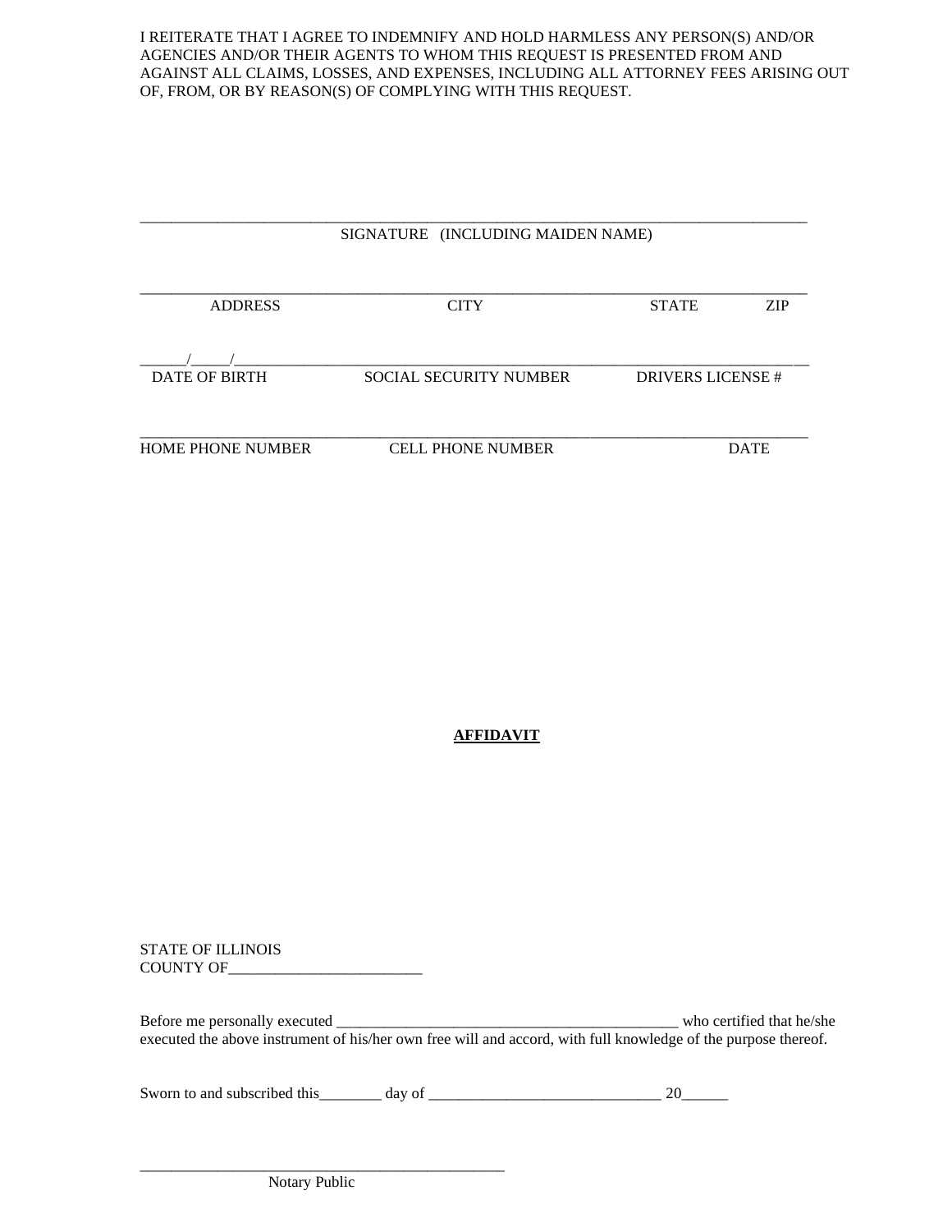I REITERATE THAT I AGREE TO INDEMNIFY AND HOLD HARMLESS ANY PERSON(S) AND/OR AGENCIES AND/OR THEIR AGENTS TO WHOM THIS REQUEST IS PRESENTED FROM AND AGAINST ALL CLAIMS, LOSSES, AND EXPENSES, INCLUDING ALL ATTORNEY FEES ARISING OUT OF, FROM, OR BY REASON(S) OF COMPLYING WITH THIS REQUEST.

______________________________________________________________________________

SIGNATURE (INCLUDING MAIDEN NAME)

______________________________________________________________________________

ADDRESS CITY STATE ZIP

______/_____/________________________________________________________________

DATE OF BIRTH SOCIAL SECURITY NUMBER DRIVERS LICENSE #

______________________________________________________________________________

HOME PHONE NUMBER CELL PHONE NUMBER DATE

**AFFIDAVIT**

STATE OF ILLINOIS
COUNTY OF_________________________

Before me personally executed _____________________________________________ who certified that he/she executed the above instrument of his/her own free will and accord, with full knowledge of the purpose thereof.

Sworn to and subscribed this________ day of ______________________________ 20______

_______________________________________________

Notary Public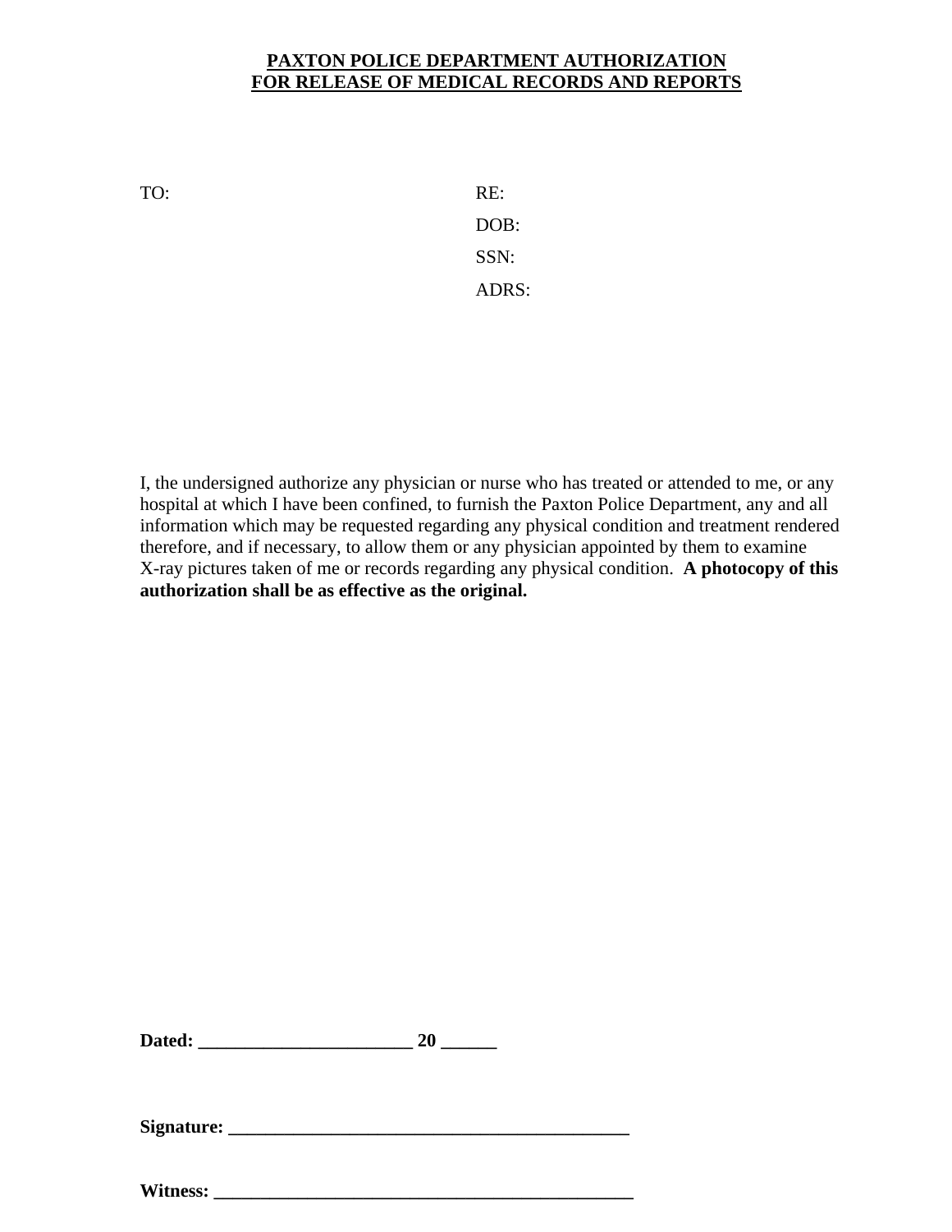**PAXTON POLICE DEPARTMENT AUTHORIZATION**
**FOR RELEASE OF MEDICAL RECORDS AND REPORTS**

TO:

RE:

DOB:

SSN:

ADRS:

I, the undersigned authorize any physician or nurse who has treated or attended to me, or any hospital at which I have been confined, to furnish the Paxton Police Department, any and all information which may be requested regarding any physical condition and treatment rendered therefore, and if necessary, to allow them or any physician appointed by them to examine X-ray pictures taken of me or records regarding any physical condition. **A photocopy of this authorization shall be as effective as the original.**

**Dated: _______________________ 20 ______**

**Signature: ____________________________________________**

**Witness: ______________________________________________**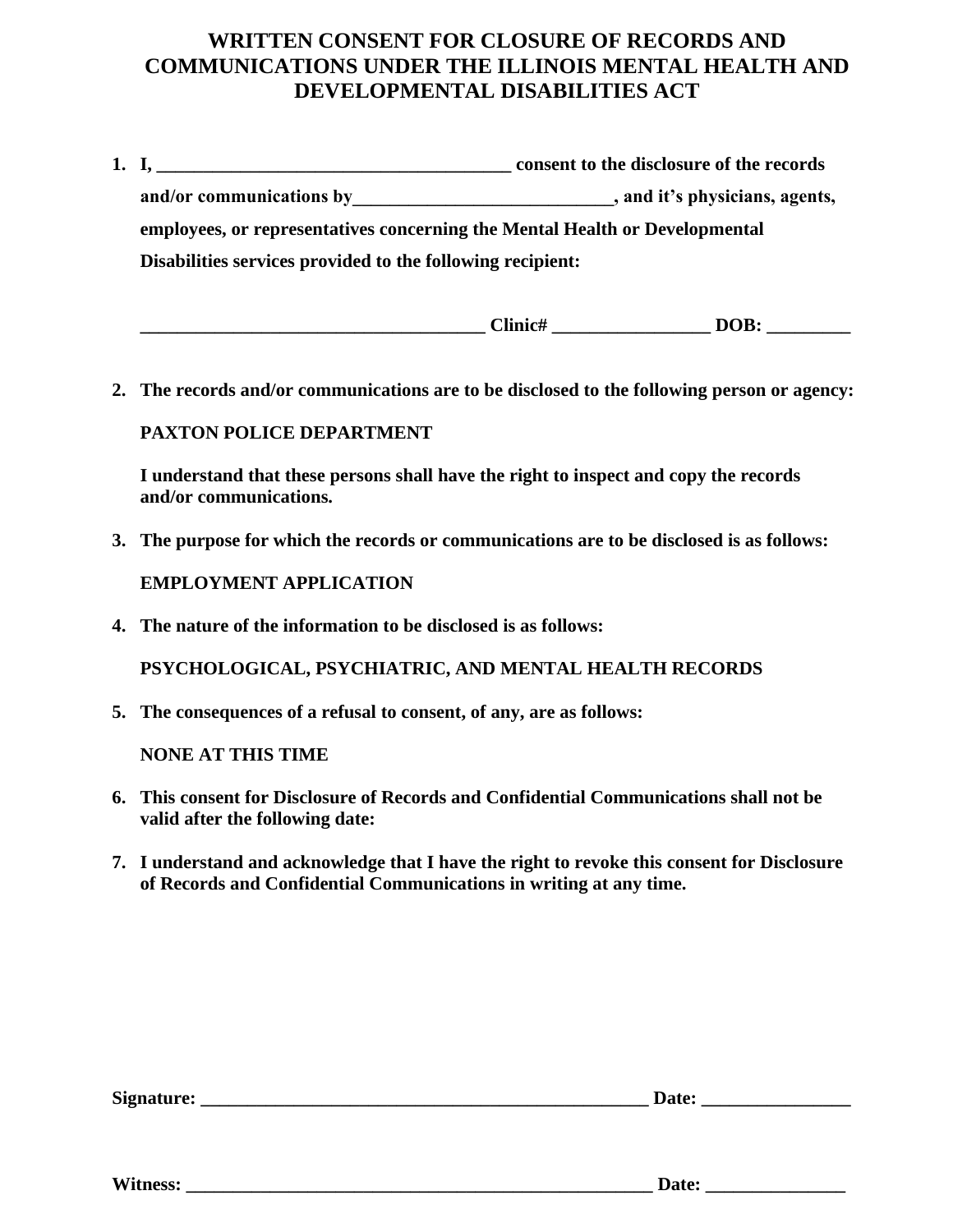# WRITTEN CONSENT FOR CLOSURE OF RECORDS AND COMMUNICATIONS UNDER THE ILLINOIS MENTAL HEALTH AND DEVELOPMENTAL DISABILITIES ACT

1. **I, ______________________________________ consent to the disclosure of the records and/or communications by___________________________, and it's physicians, agents, employees, or representatives concerning the Mental Health or Developmental Disabilities services provided to the following recipient:**

   **_____________________________________ Clinic# _________________ DOB: _________**

2. **The records and/or communications are to be disclosed to the following person or agency:**

   **PAXTON POLICE DEPARTMENT**

   **I understand that these persons shall have the right to inspect and copy the records and/or communications.**

3. **The purpose for which the records or communications are to be disclosed is as follows:**

   **EMPLOYMENT APPLICATION**

4. **The nature of the information to be disclosed is as follows:**

   **PSYCHOLOGICAL, PSYCHIATRIC, AND MENTAL HEALTH RECORDS**

5. **The consequences of a refusal to consent, of any, are as follows:**

   **NONE AT THIS TIME**

6. **This consent for Disclosure of Records and Confidential Communications shall not be valid after the following date:**

7. **I understand and acknowledge that I have the right to revoke this consent for Disclosure of Records and Confidential Communications in writing at any time.**

**Signature: __________________________________________________ Date: ________________**

**Witness: ____________________________________________________ Date: _______________**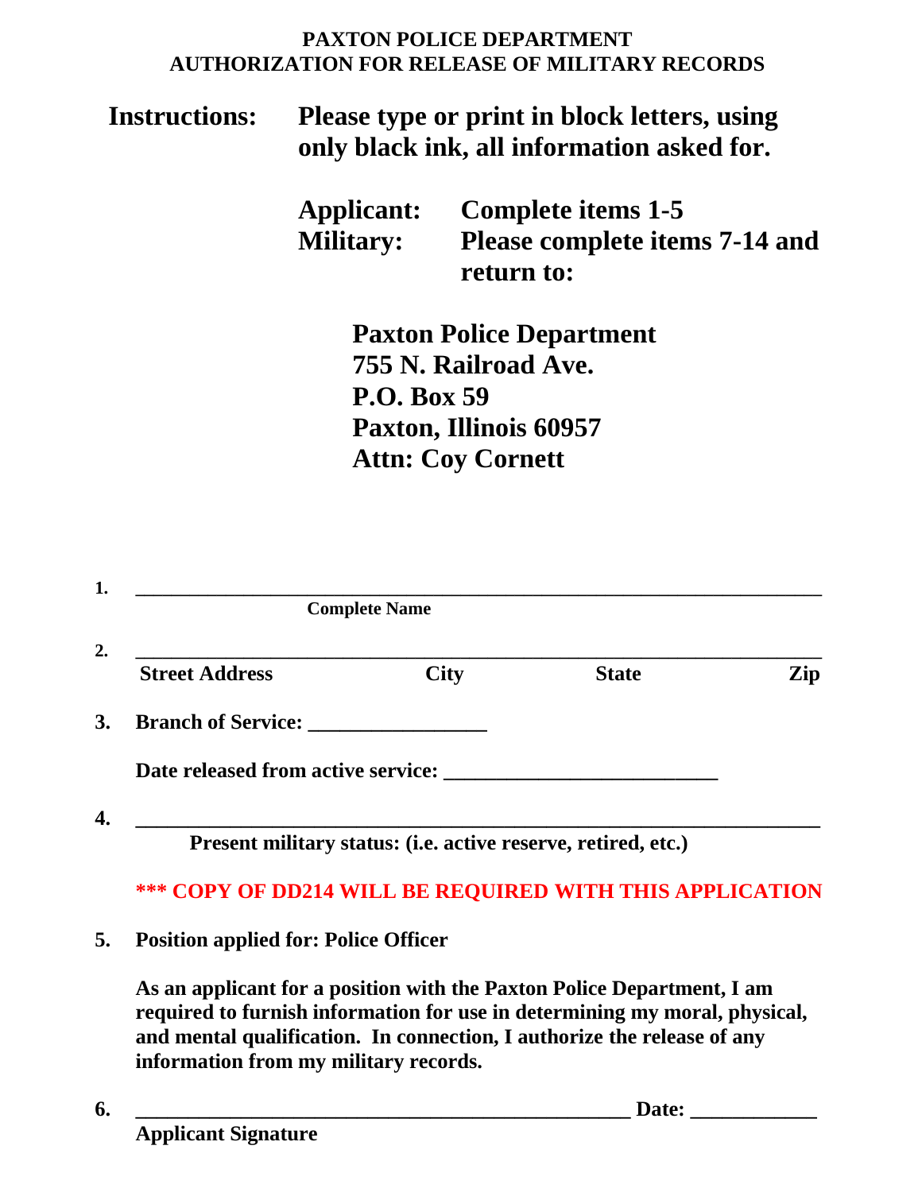**PAXTON POLICE DEPARTMENT**
**AUTHORIZATION FOR RELEASE OF MILITARY RECORDS**

**Instructions:** **Please type or print in block letters, using only black ink, all information asked for.**

**Applicant:** **Complete items 1-5**
**Military:** **Please complete items 7-14 and return to:**

**Paxton Police Department**
**755 N. Railroad Ave.**
**P.O. Box 59**
**Paxton, Illinois 60957**
**Attn: Coy Cornett**

1. ______________________________________________________________
**Complete Name**

2. ______________________________________________________________
**Street Address** **City** **State** **Zip**

3. **Branch of Service:** _________________

**Date released from active service:** __________________________

4. ______________________________________________________________
**Present military status: (i.e. active reserve, retired, etc.)**

**\*\*\* COPY OF DD214 WILL BE REQUIRED WITH THIS APPLICATION**

5. **Position applied for: Police Officer**

**As an applicant for a position with the Paxton Police Department, I am required to furnish information for use in determining my moral, physical, and mental qualification. In connection, I authorize the release of any information from my military records.**

6. ______________________________________________ **Date:** ____________
**Applicant Signature**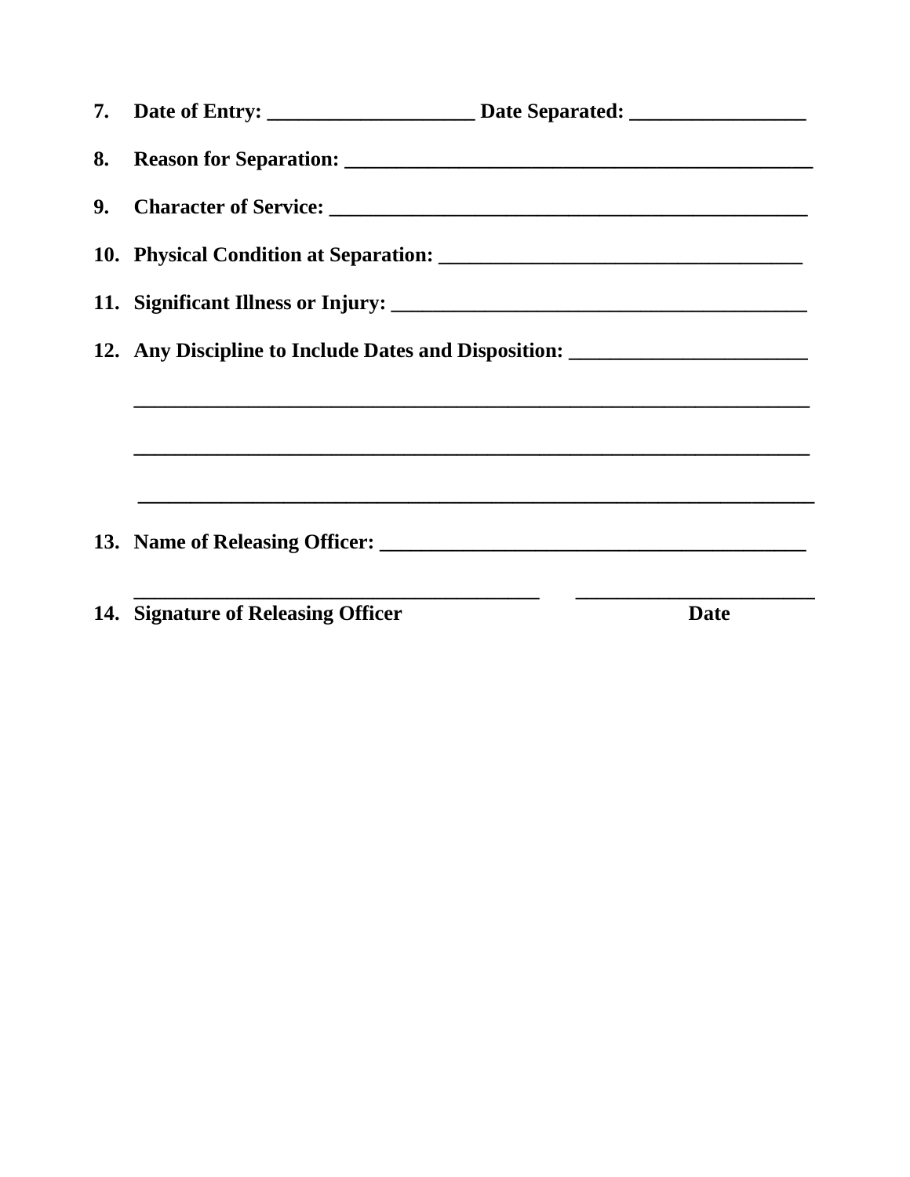7. **Date of Entry: ____________________ Date Separated: _________________**

8. **Reason for Separation: _____________________________________________**

9. **Character of Service: ______________________________________________**

10. **Physical Condition at Separation: ___________________________________**

11. **Significant Illness or Injury: ________________________________________**

12. **Any Discipline to Include Dates and Disposition: _______________________**

    **_________________________________________________________________**

    **_________________________________________________________________**

    **_________________________________________________________________**

13. **Name of Releasing Officer: __________________________________________**

    **_______________________________________ _______________________**

14. **Signature of Releasing Officer** **Date**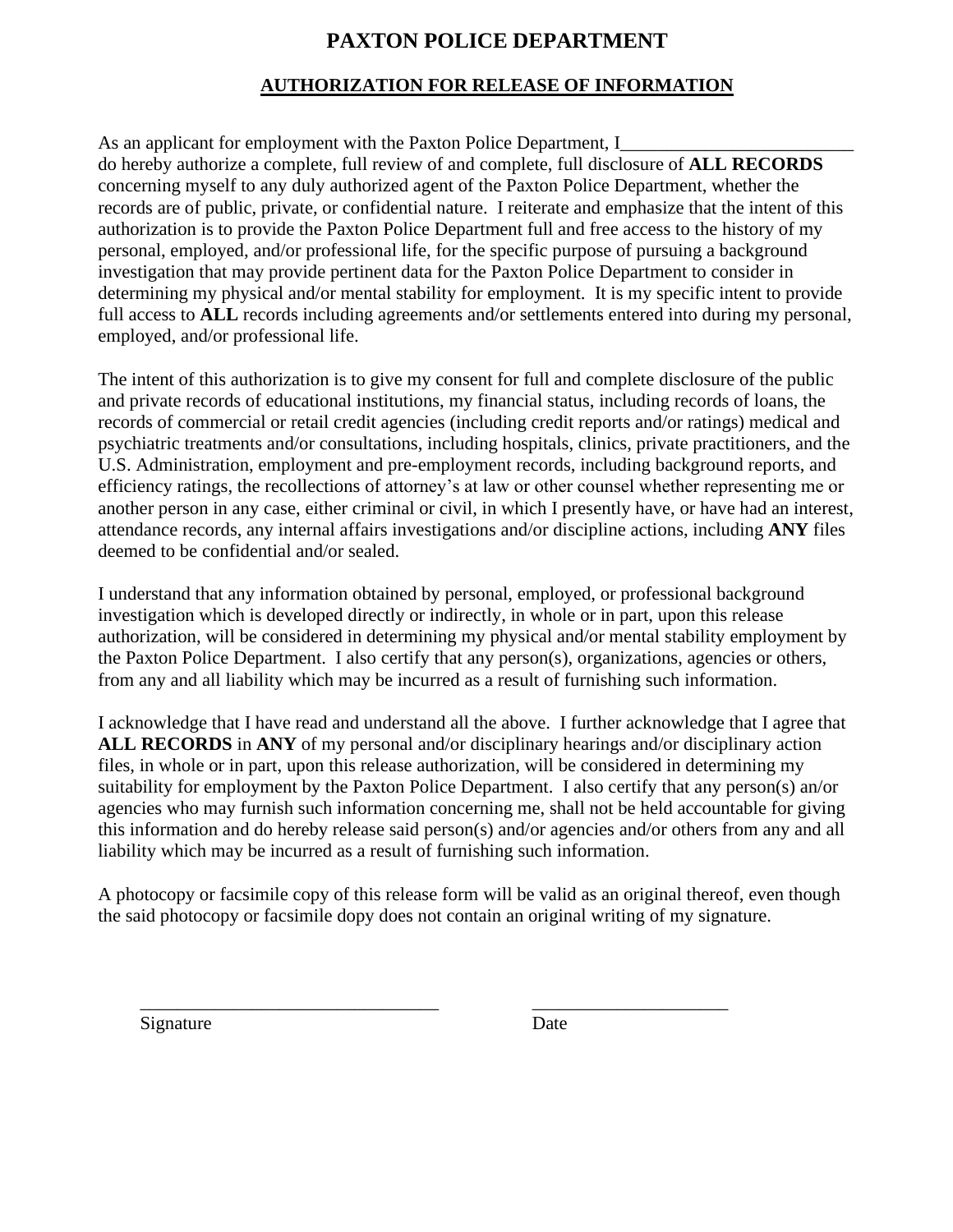# PAXTON POLICE DEPARTMENT

## AUTHORIZATION FOR RELEASE OF INFORMATION

As an applicant for employment with the Paxton Police Department, I_________________________ do hereby authorize a complete, full review of and complete, full disclosure of **ALL RECORDS** concerning myself to any duly authorized agent of the Paxton Police Department, whether the records are of public, private, or confidential nature. I reiterate and emphasize that the intent of this authorization is to provide the Paxton Police Department full and free access to the history of my personal, employed, and/or professional life, for the specific purpose of pursuing a background investigation that may provide pertinent data for the Paxton Police Department to consider in determining my physical and/or mental stability for employment. It is my specific intent to provide full access to **ALL** records including agreements and/or settlements entered into during my personal, employed, and/or professional life.

The intent of this authorization is to give my consent for full and complete disclosure of the public and private records of educational institutions, my financial status, including records of loans, the records of commercial or retail credit agencies (including credit reports and/or ratings) medical and psychiatric treatments and/or consultations, including hospitals, clinics, private practitioners, and the U.S. Administration, employment and pre-employment records, including background reports, and efficiency ratings, the recollections of attorney's at law or other counsel whether representing me or another person in any case, either criminal or civil, in which I presently have, or have had an interest, attendance records, any internal affairs investigations and/or discipline actions, including **ANY** files deemed to be confidential and/or sealed.

I understand that any information obtained by personal, employed, or professional background investigation which is developed directly or indirectly, in whole or in part, upon this release authorization, will be considered in determining my physical and/or mental stability employment by the Paxton Police Department. I also certify that any person(s), organizations, agencies or others, from any and all liability which may be incurred as a result of furnishing such information.

I acknowledge that I have read and understand all the above. I further acknowledge that I agree that **ALL RECORDS** in **ANY** of my personal and/or disciplinary hearings and/or disciplinary action files, in whole or in part, upon this release authorization, will be considered in determining my suitability for employment by the Paxton Police Department. I also certify that any person(s) an/or agencies who may furnish such information concerning me, shall not be held accountable for giving this information and do hereby release said person(s) and/or agencies and/or others from any and all liability which may be incurred as a result of furnishing such information.

A photocopy or facsimile copy of this release form will be valid as an original thereof, even though the said photocopy or facsimile dopy does not contain an original writing of my signature.

________________________________ _____________________

Signature Date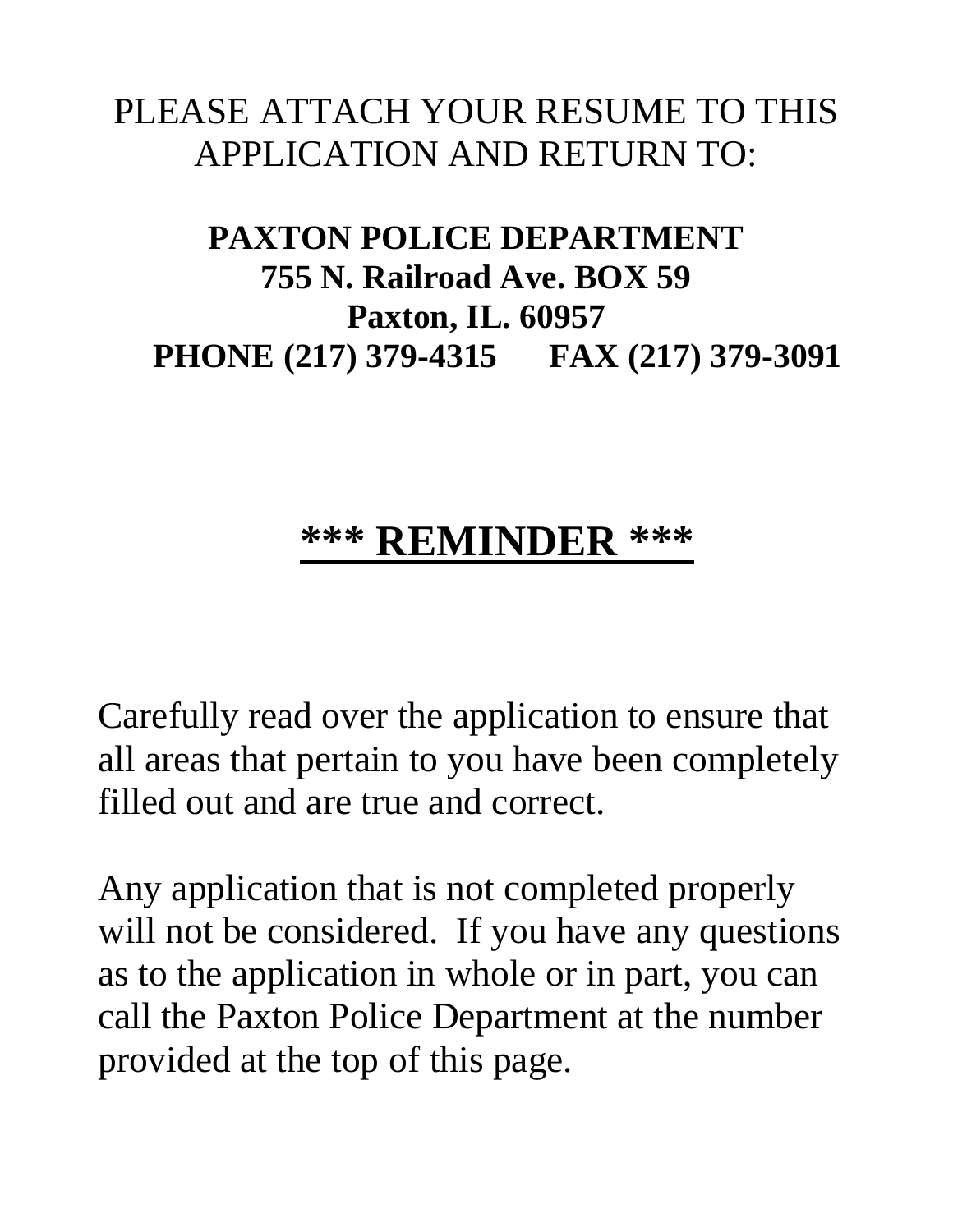PLEASE ATTACH YOUR RESUME TO THIS APPLICATION AND RETURN TO:

**PAXTON POLICE DEPARTMENT**
**755 N. Railroad Ave. BOX 59**
**Paxton, IL. 60957**
**PHONE (217) 379-4315 FAX (217) 379-3091**

# ***** REMINDER *****

Carefully read over the application to ensure that all areas that pertain to you have been completely filled out and are true and correct.

Any application that is not completed properly will not be considered. If you have any questions as to the application in whole or in part, you can call the Paxton Police Department at the number provided at the top of this page.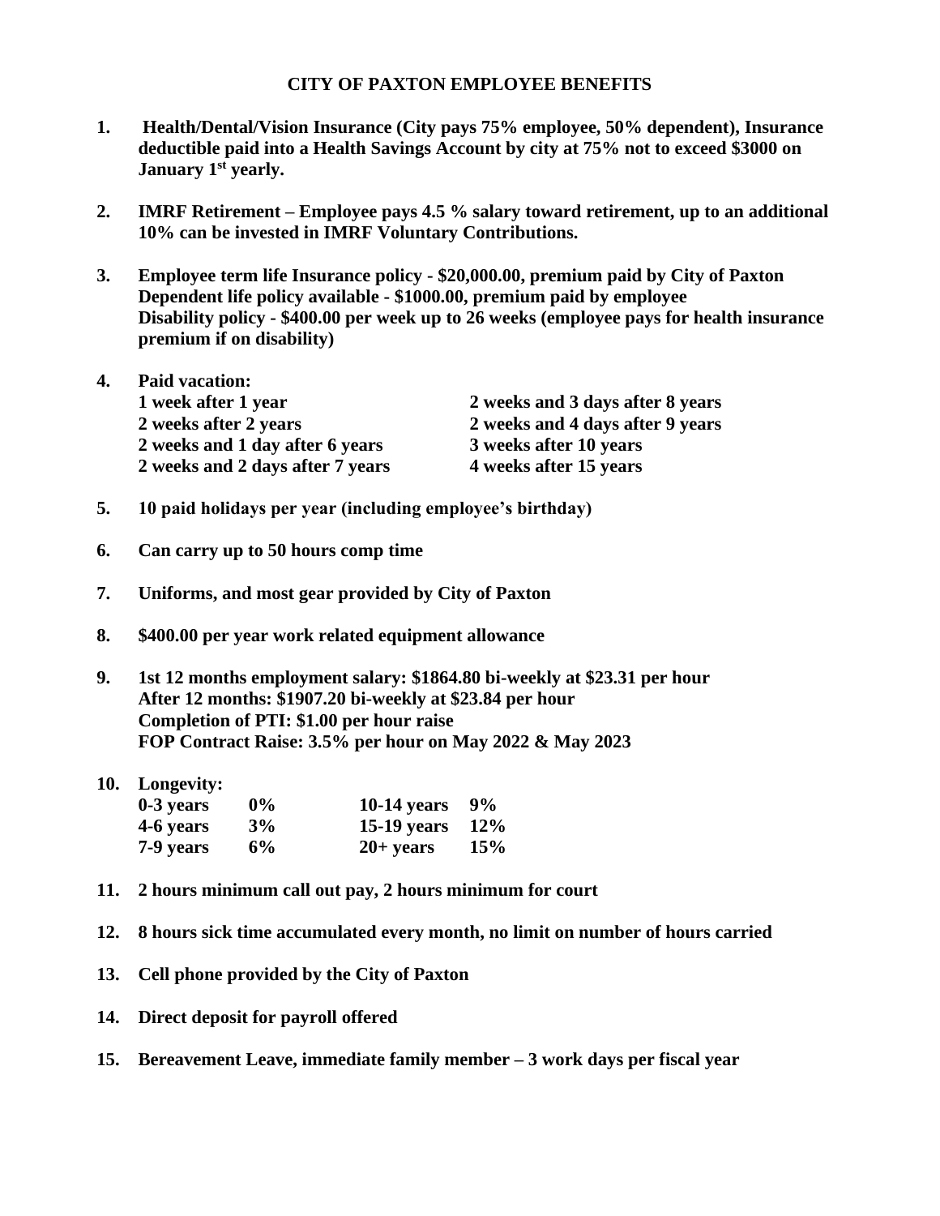# CITY OF PAXTON EMPLOYEE BENEFITS

1. **Health/Dental/Vision Insurance (City pays 75% employee, 50% dependent), Insurance deductible paid into a Health Savings Account by city at 75% not to exceed $3000 on January 1st yearly.**

2. **IMRF Retirement – Employee pays 4.5 % salary toward retirement, up to an additional 10% can be invested in IMRF Voluntary Contributions.**

3. **Employee term life Insurance policy - $20,000.00, premium paid by City of Paxton**
   **Dependent life policy available - $1000.00, premium paid by employee**
   **Disability policy - $400.00 per week up to 26 weeks (employee pays for health insurance premium if on disability)**

4. **Paid vacation:**

| | |
|---|---|
| 1 week after 1 year | 2 weeks and 3 days after 8 years |
| 2 weeks after 2 years | 2 weeks and 4 days after 9 years |
| 2 weeks and 1 day after 6 years | 3 weeks after 10 years |
| 2 weeks and 2 days after 7 years | 4 weeks after 15 years |

5. **10 paid holidays per year (including employee's birthday)**

6. **Can carry up to 50 hours comp time**

7. **Uniforms, and most gear provided by City of Paxton**

8. **$400.00 per year work related equipment allowance**

9. **1st 12 months employment salary: $1864.80 bi-weekly at $23.31 per hour**
   **After 12 months: $1907.20 bi-weekly at $23.84 per hour**
   **Completion of PTI: $1.00 per hour raise**
   **FOP Contract Raise: 3.5% per hour on May 2022 & May 2023**

10. **Longevity:**

| | | | |
|---|---|---|---|
| 0-3 years | 0% | 10-14 years | 9% |
| 4-6 years | 3% | 15-19 years | 12% |
| 7-9 years | 6% | 20+ years | 15% |

11. **2 hours minimum call out pay, 2 hours minimum for court**

12. **8 hours sick time accumulated every month, no limit on number of hours carried**

13. **Cell phone provided by the City of Paxton**

14. **Direct deposit for payroll offered**

15. **Bereavement Leave, immediate family member – 3 work days per fiscal year**